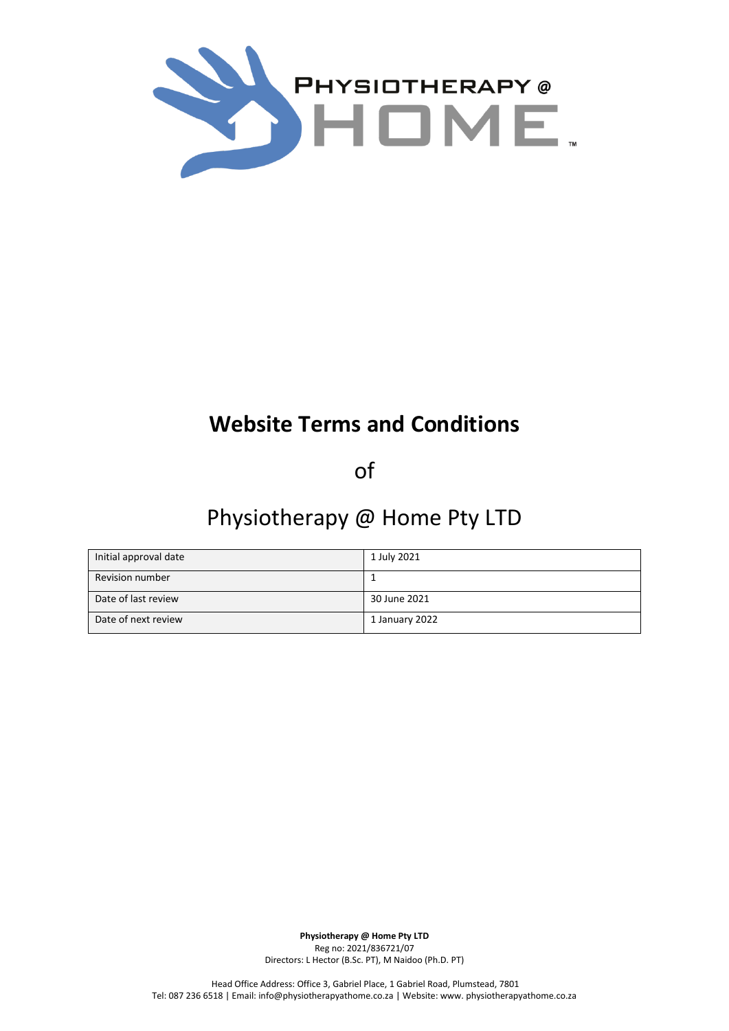# Website Terms and Conditions

of

Physiotherapy @ Home Pty LTD

| Initial approval date | 1 July 2021 |
|---|---|
| Revision number | 1 |
| Date of last review | 30 June 2021 |
| Date of next review | 1 January 2022 |

**Physiotherapy @ Home Pty LTD**
Reg no: 2021/836721/07
Directors: L Hector (B.Sc. PT), M Naidoo (Ph.D. PT)

Head Office Address: Office 3, Gabriel Place, 1 Gabriel Road, Plumstead, 7801
Tel: 087 236 6518 | Email: info@physiotherapyathome.co.za | Website: www. physiotherapyathome.co.za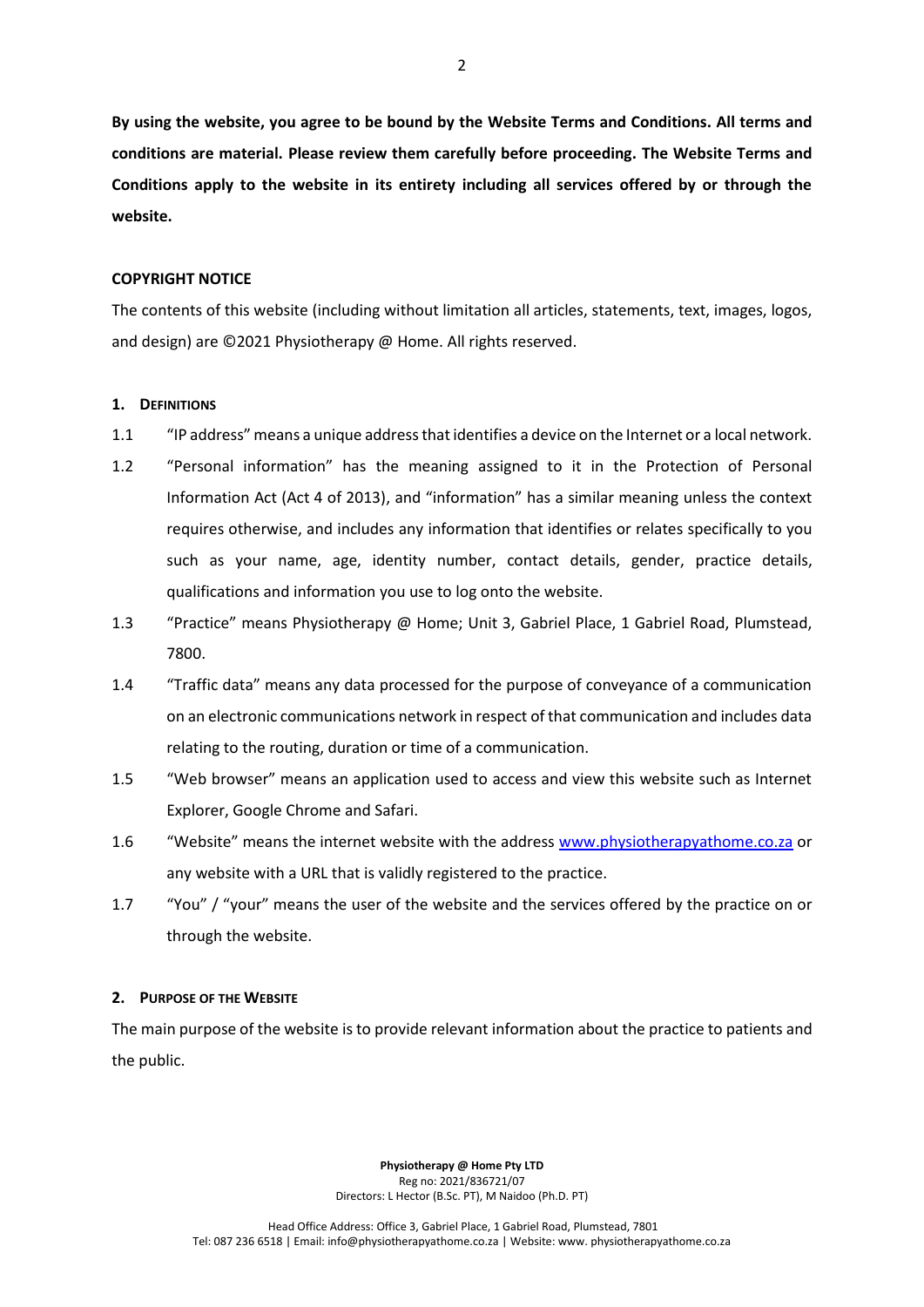**By using the website, you agree to be bound by the Website Terms and Conditions. All terms and conditions are material. Please review them carefully before proceeding. The Website Terms and Conditions apply to the website in its entirety including all services offered by or through the website.**

**COPYRIGHT NOTICE**

The contents of this website (including without limitation all articles, statements, text, images, logos, and design) are ©2021 Physiotherapy @ Home. All rights reserved.

## 1. DEFINITIONS

1.1 "IP address" means a unique address that identifies a device on the Internet or a local network.

1.2 "Personal information" has the meaning assigned to it in the Protection of Personal Information Act (Act 4 of 2013), and "information" has a similar meaning unless the context requires otherwise, and includes any information that identifies or relates specifically to you such as your name, age, identity number, contact details, gender, practice details, qualifications and information you use to log onto the website.

1.3 "Practice" means Physiotherapy @ Home; Unit 3, Gabriel Place, 1 Gabriel Road, Plumstead, 7800.

1.4 "Traffic data" means any data processed for the purpose of conveyance of a communication on an electronic communications network in respect of that communication and includes data relating to the routing, duration or time of a communication.

1.5 "Web browser" means an application used to access and view this website such as Internet Explorer, Google Chrome and Safari.

1.6 "Website" means the internet website with the address www.physiotherapyathome.co.za or any website with a URL that is validly registered to the practice.

1.7 "You" / "your" means the user of the website and the services offered by the practice on or through the website.

## 2. PURPOSE OF THE WEBSITE

The main purpose of the website is to provide relevant information about the practice to patients and the public.

**Physiotherapy @ Home Pty LTD**
Reg no: 2021/836721/07
Directors: L Hector (B.Sc. PT), M Naidoo (Ph.D. PT)

Head Office Address: Office 3, Gabriel Place, 1 Gabriel Road, Plumstead, 7801
Tel: 087 236 6518 | Email: info@physiotherapyathome.co.za | Website: www. physiotherapyathome.co.za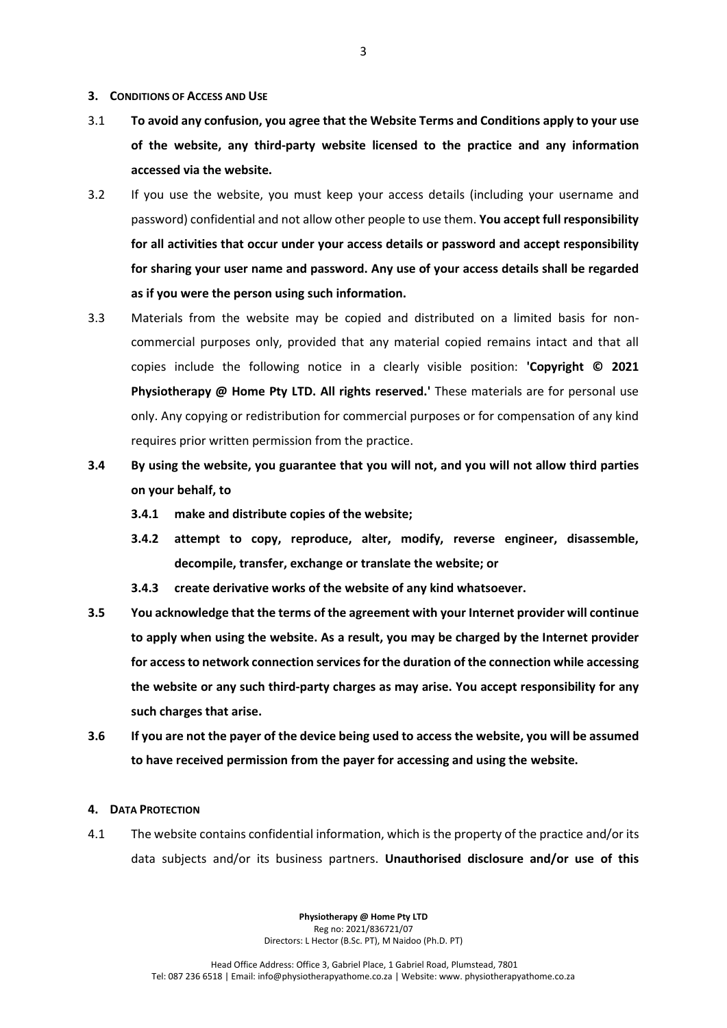## 3. CONDITIONS OF ACCESS AND USE

3.1 **To avoid any confusion, you agree that the Website Terms and Conditions apply to your use of the website, any third-party website licensed to the practice and any information accessed via the website.**

3.2 If you use the website, you must keep your access details (including your username and password) confidential and not allow other people to use them. **You accept full responsibility for all activities that occur under your access details or password and accept responsibility for sharing your user name and password. Any use of your access details shall be regarded as if you were the person using such information.**

3.3 Materials from the website may be copied and distributed on a limited basis for non-commercial purposes only, provided that any material copied remains intact and that all copies include the following notice in a clearly visible position: **'Copyright © 2021 Physiotherapy @ Home Pty LTD. All rights reserved.'** These materials are for personal use only. Any copying or redistribution for commercial purposes or for compensation of any kind requires prior written permission from the practice.

**3.4 By using the website, you guarantee that you will not, and you will not allow third parties on your behalf, to**

**3.4.1 make and distribute copies of the website;**

**3.4.2 attempt to copy, reproduce, alter, modify, reverse engineer, disassemble, decompile, transfer, exchange or translate the website; or**

**3.4.3 create derivative works of the website of any kind whatsoever.**

**3.5 You acknowledge that the terms of the agreement with your Internet provider will continue to apply when using the website. As a result, you may be charged by the Internet provider for access to network connection services for the duration of the connection while accessing the website or any such third-party charges as may arise. You accept responsibility for any such charges that arise.**

**3.6 If you are not the payer of the device being used to access the website, you will be assumed to have received permission from the payer for accessing and using the website.**

## 4. DATA PROTECTION

4.1 The website contains confidential information, which is the property of the practice and/or its data subjects and/or its business partners. **Unauthorised disclosure and/or use of this**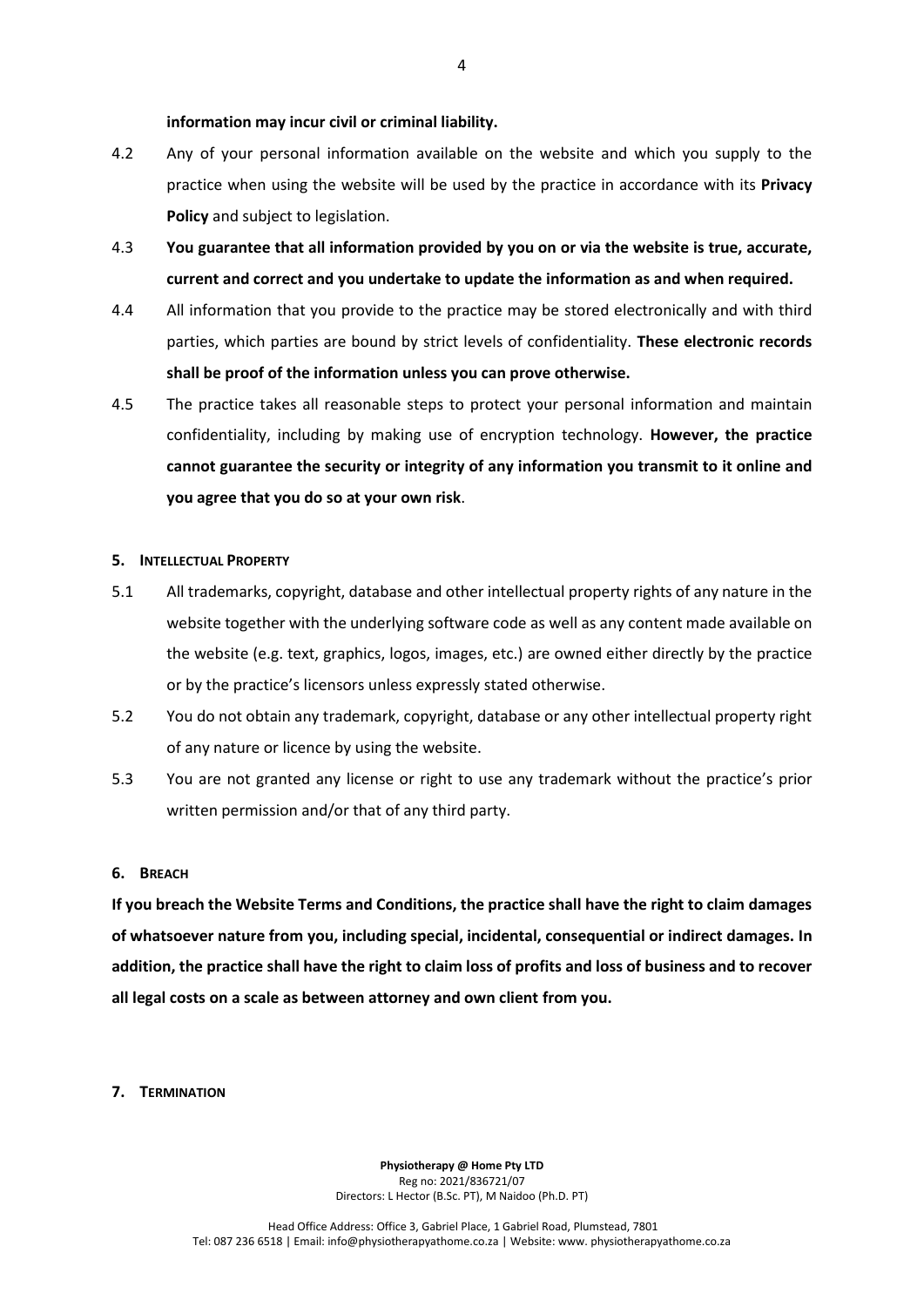**information may incur civil or criminal liability.**

4.2 Any of your personal information available on the website and which you supply to the practice when using the website will be used by the practice in accordance with its **Privacy Policy** and subject to legislation.

4.3 **You guarantee that all information provided by you on or via the website is true, accurate, current and correct and you undertake to update the information as and when required.**

4.4 All information that you provide to the practice may be stored electronically and with third parties, which parties are bound by strict levels of confidentiality. **These electronic records shall be proof of the information unless you can prove otherwise.**

4.5 The practice takes all reasonable steps to protect your personal information and maintain confidentiality, including by making use of encryption technology. **However, the practice cannot guarantee the security or integrity of any information you transmit to it online and you agree that you do so at your own risk**.

## 5. INTELLECTUAL PROPERTY

5.1 All trademarks, copyright, database and other intellectual property rights of any nature in the website together with the underlying software code as well as any content made available on the website (e.g. text, graphics, logos, images, etc.) are owned either directly by the practice or by the practice's licensors unless expressly stated otherwise.

5.2 You do not obtain any trademark, copyright, database or any other intellectual property right of any nature or licence by using the website.

5.3 You are not granted any license or right to use any trademark without the practice's prior written permission and/or that of any third party.

## 6. BREACH

**If you breach the Website Terms and Conditions, the practice shall have the right to claim damages of whatsoever nature from you, including special, incidental, consequential or indirect damages. In addition, the practice shall have the right to claim loss of profits and loss of business and to recover all legal costs on a scale as between attorney and own client from you.**

## 7. TERMINATION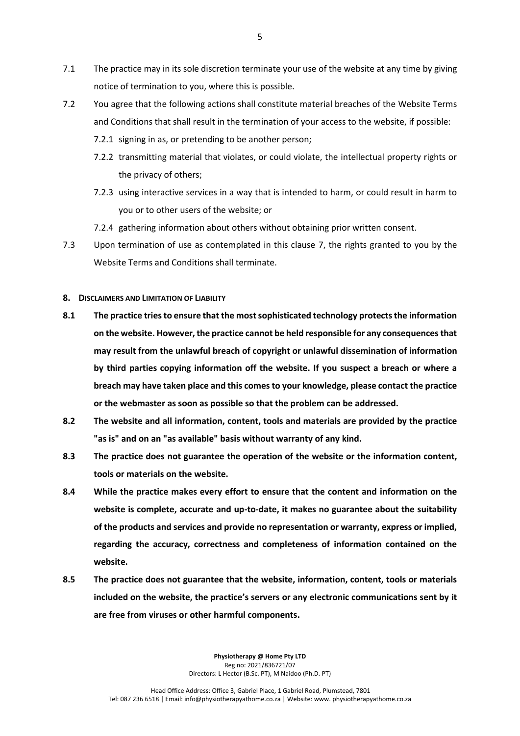7.1 The practice may in its sole discretion terminate your use of the website at any time by giving notice of termination to you, where this is possible.

7.2 You agree that the following actions shall constitute material breaches of the Website Terms and Conditions that shall result in the termination of your access to the website, if possible:

7.2.1 signing in as, or pretending to be another person;

7.2.2 transmitting material that violates, or could violate, the intellectual property rights or the privacy of others;

7.2.3 using interactive services in a way that is intended to harm, or could result in harm to you or to other users of the website; or

7.2.4 gathering information about others without obtaining prior written consent.

7.3 Upon termination of use as contemplated in this clause 7, the rights granted to you by the Website Terms and Conditions shall terminate.

## 8. Disclaimers and Limitation of Liability

**8.1 The practice tries to ensure that the most sophisticated technology protects the information on the website. However, the practice cannot be held responsible for any consequences that may result from the unlawful breach of copyright or unlawful dissemination of information by third parties copying information off the website. If you suspect a breach or where a breach may have taken place and this comes to your knowledge, please contact the practice or the webmaster as soon as possible so that the problem can be addressed.**

**8.2 The website and all information, content, tools and materials are provided by the practice "as is" and on an "as available" basis without warranty of any kind.**

**8.3 The practice does not guarantee the operation of the website or the information content, tools or materials on the website.**

**8.4 While the practice makes every effort to ensure that the content and information on the website is complete, accurate and up-to-date, it makes no guarantee about the suitability of the products and services and provide no representation or warranty, express or implied, regarding the accuracy, correctness and completeness of information contained on the website.**

**8.5 The practice does not guarantee that the website, information, content, tools or materials included on the website, the practice's servers or any electronic communications sent by it are free from viruses or other harmful components.**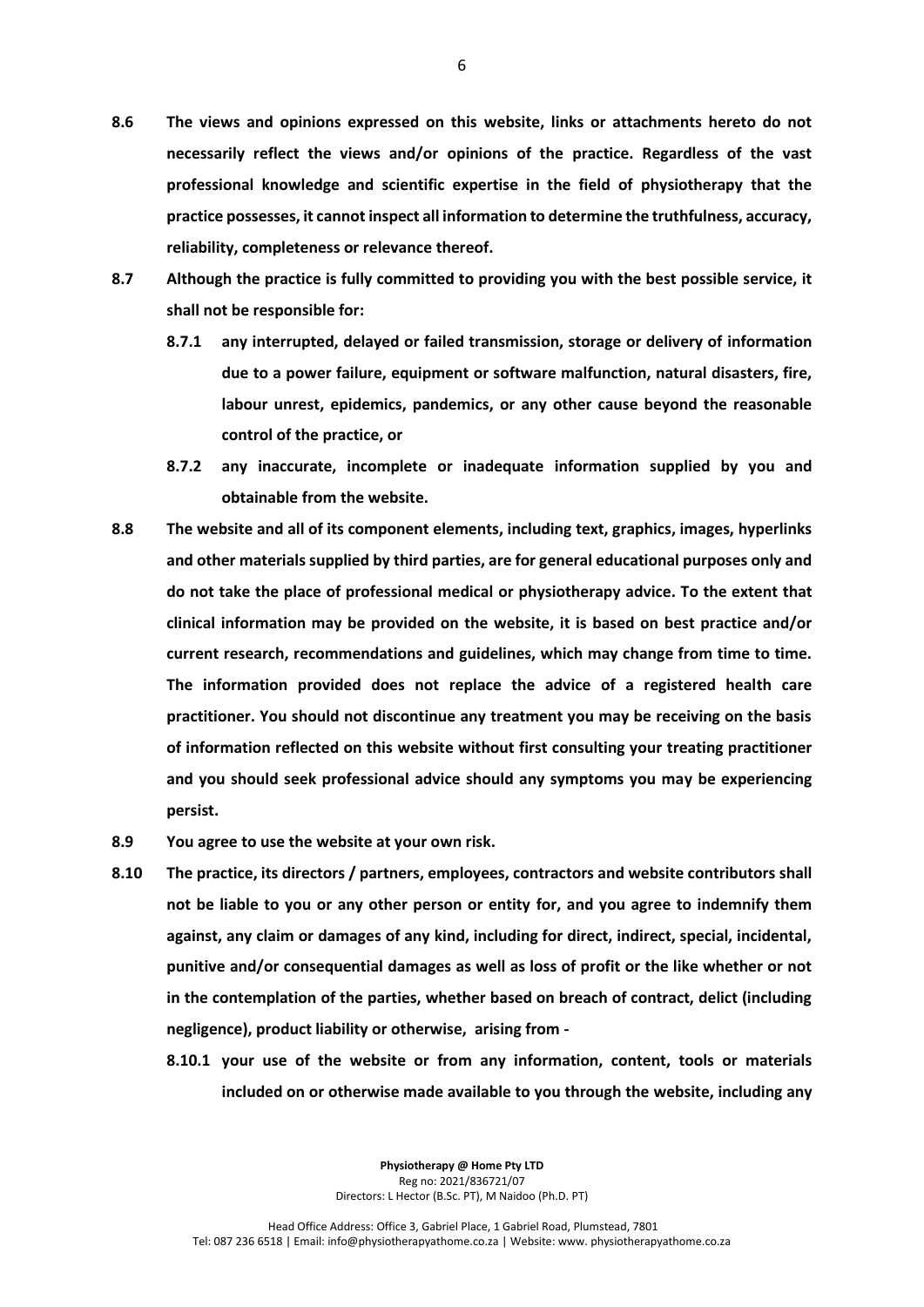**8.6 The views and opinions expressed on this website, links or attachments hereto do not necessarily reflect the views and/or opinions of the practice. Regardless of the vast professional knowledge and scientific expertise in the field of physiotherapy that the practice possesses, it cannot inspect all information to determine the truthfulness, accuracy, reliability, completeness or relevance thereof.**

**8.7 Although the practice is fully committed to providing you with the best possible service, it shall not be responsible for:**

- **8.7.1 any interrupted, delayed or failed transmission, storage or delivery of information due to a power failure, equipment or software malfunction, natural disasters, fire, labour unrest, epidemics, pandemics, or any other cause beyond the reasonable control of the practice, or**
- **8.7.2 any inaccurate, incomplete or inadequate information supplied by you and obtainable from the website.**

**8.8 The website and all of its component elements, including text, graphics, images, hyperlinks and other materials supplied by third parties, are for general educational purposes only and do not take the place of professional medical or physiotherapy advice. To the extent that clinical information may be provided on the website, it is based on best practice and/or current research, recommendations and guidelines, which may change from time to time. The information provided does not replace the advice of a registered health care practitioner. You should not discontinue any treatment you may be receiving on the basis of information reflected on this website without first consulting your treating practitioner and you should seek professional advice should any symptoms you may be experiencing persist.**

**8.9 You agree to use the website at your own risk.**

**8.10 The practice, its directors / partners, employees, contractors and website contributors shall not be liable to you or any other person or entity for, and you agree to indemnify them against, any claim or damages of any kind, including for direct, indirect, special, incidental, punitive and/or consequential damages as well as loss of profit or the like whether or not in the contemplation of the parties, whether based on breach of contract, delict (including negligence), product liability or otherwise, arising from -**

- **8.10.1 your use of the website or from any information, content, tools or materials included on or otherwise made available to you through the website, including any**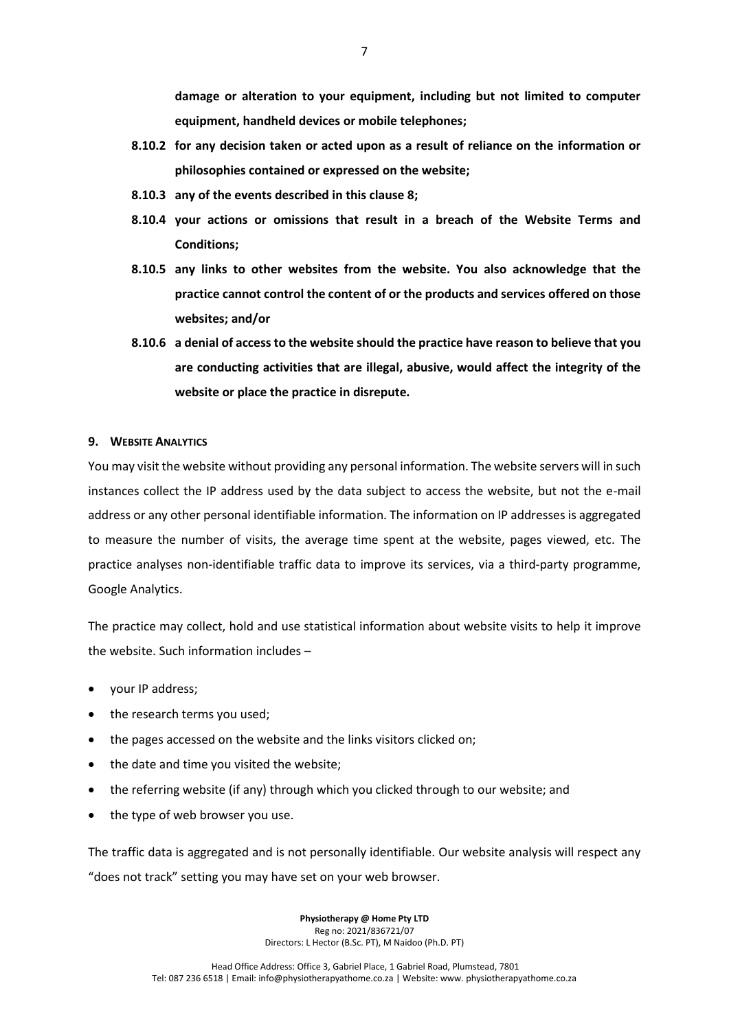**damage or alteration to your equipment, including but not limited to computer equipment, handheld devices or mobile telephones;**

**8.10.2 for any decision taken or acted upon as a result of reliance on the information or philosophies contained or expressed on the website;**

**8.10.3 any of the events described in this clause 8;**

**8.10.4 your actions or omissions that result in a breach of the Website Terms and Conditions;**

**8.10.5 any links to other websites from the website. You also acknowledge that the practice cannot control the content of or the products and services offered on those websites; and/or**

**8.10.6 a denial of access to the website should the practice have reason to believe that you are conducting activities that are illegal, abusive, would affect the integrity of the website or place the practice in disrepute.**

## 9. WEBSITE ANALYTICS

You may visit the website without providing any personal information. The website servers will in such instances collect the IP address used by the data subject to access the website, but not the e-mail address or any other personal identifiable information. The information on IP addresses is aggregated to measure the number of visits, the average time spent at the website, pages viewed, etc. The practice analyses non-identifiable traffic data to improve its services, via a third-party programme, Google Analytics.

The practice may collect, hold and use statistical information about website visits to help it improve the website. Such information includes –

- your IP address;
- the research terms you used;
- the pages accessed on the website and the links visitors clicked on;
- the date and time you visited the website;
- the referring website (if any) through which you clicked through to our website; and
- the type of web browser you use.

The traffic data is aggregated and is not personally identifiable. Our website analysis will respect any "does not track" setting you may have set on your web browser.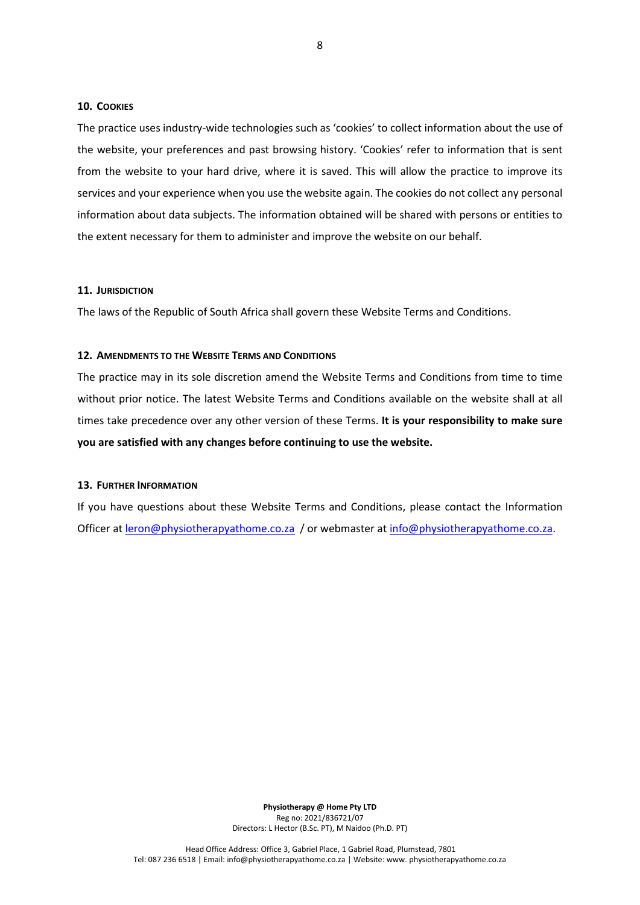## 10. COOKIES

The practice uses industry-wide technologies such as 'cookies' to collect information about the use of the website, your preferences and past browsing history. 'Cookies' refer to information that is sent from the website to your hard drive, where it is saved. This will allow the practice to improve its services and your experience when you use the website again. The cookies do not collect any personal information about data subjects. The information obtained will be shared with persons or entities to the extent necessary for them to administer and improve the website on our behalf.

## 11. JURISDICTION

The laws of the Republic of South Africa shall govern these Website Terms and Conditions.

## 12. AMENDMENTS TO THE WEBSITE TERMS AND CONDITIONS

The practice may in its sole discretion amend the Website Terms and Conditions from time to time without prior notice. The latest Website Terms and Conditions available on the website shall at all times take precedence over any other version of these Terms. **It is your responsibility to make sure you are satisfied with any changes before continuing to use the website.**

## 13. FURTHER INFORMATION

If you have questions about these Website Terms and Conditions, please contact the Information Officer at leron@physiotherapyathome.co.za / or webmaster at info@physiotherapyathome.co.za.